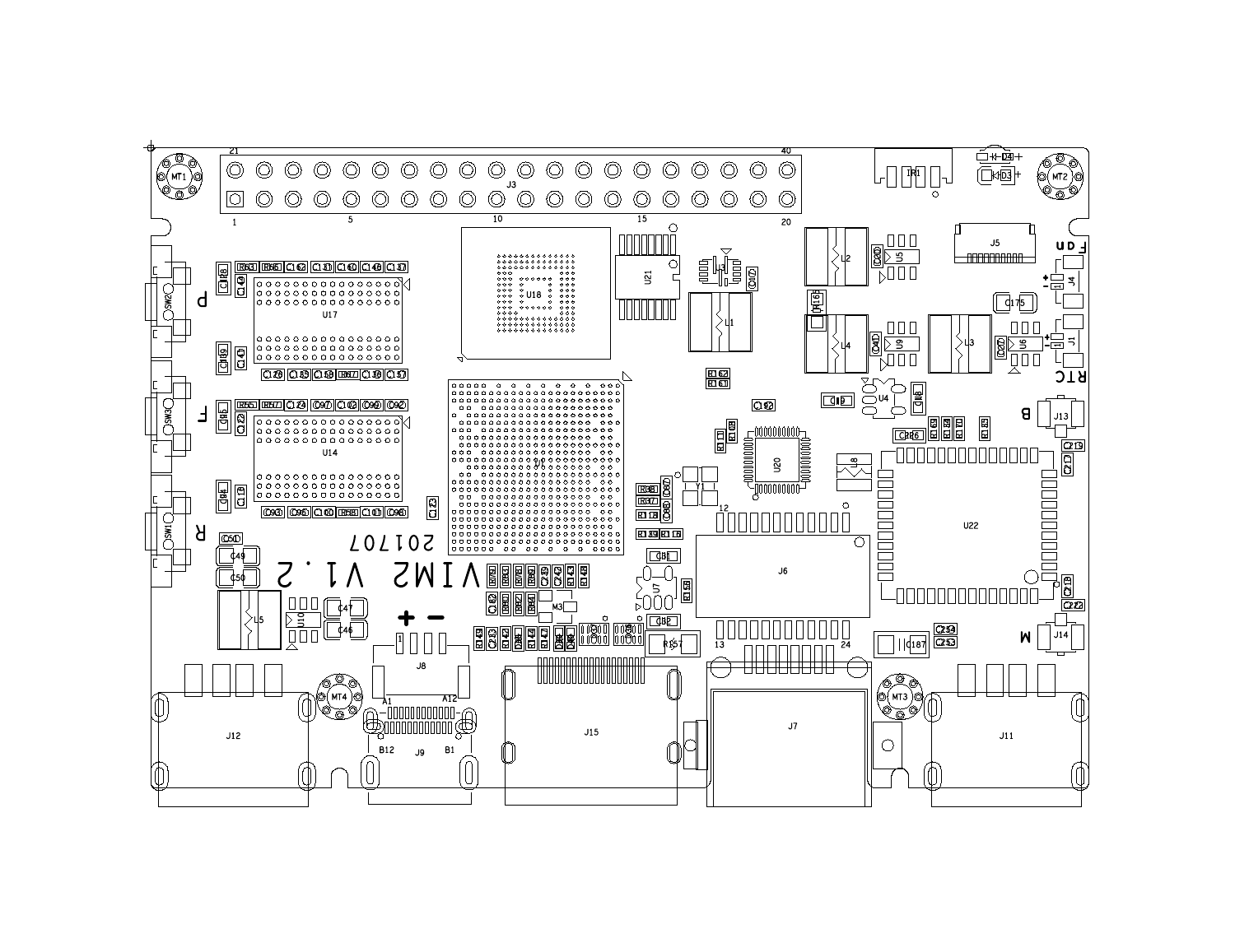VIM2 V1.2

201707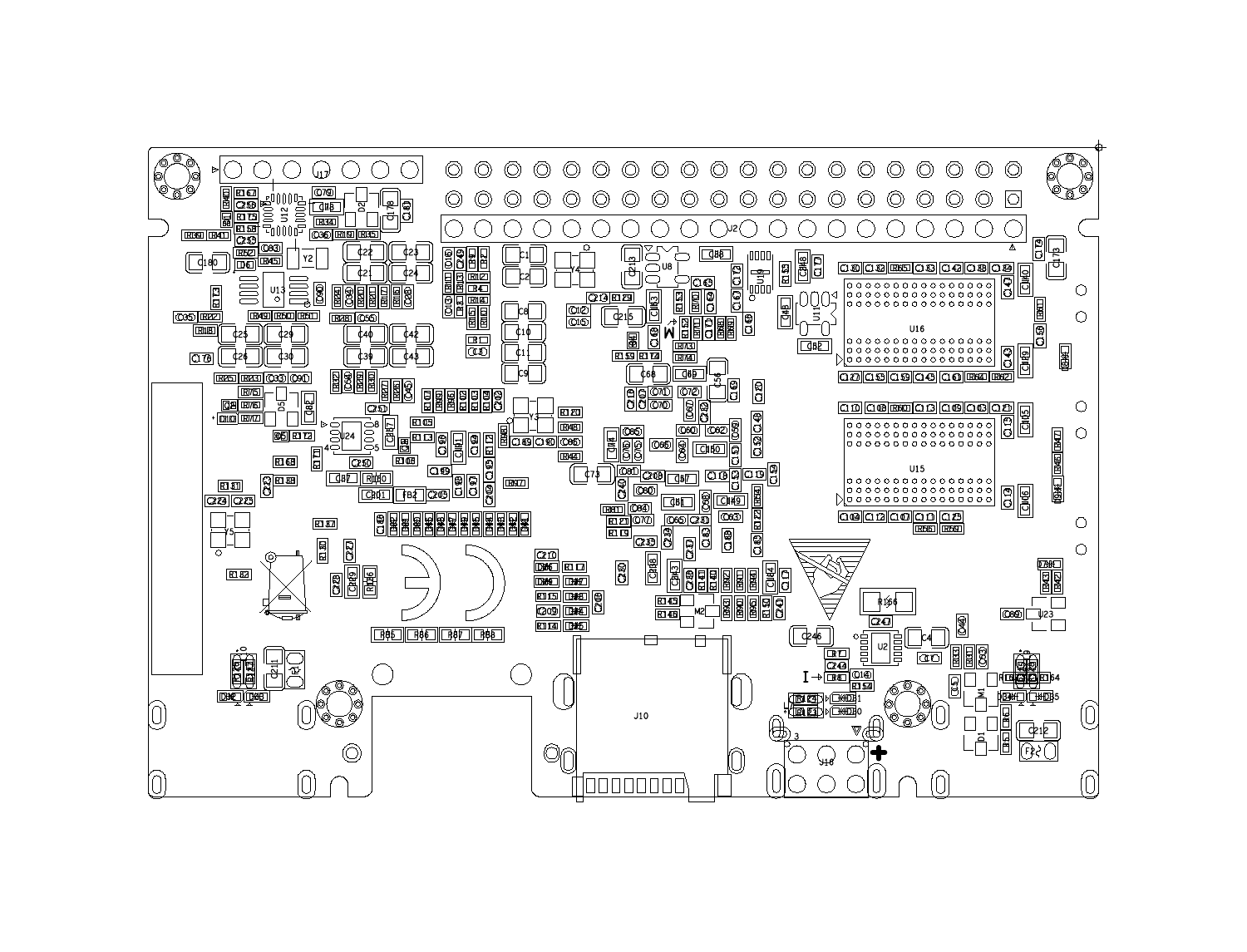J17

J2

U12 U13 U8 U11 U16 U15 U24 U2 U23

Y2 Y3 Y4 Y5

D1 D2 D5

M1 M2

J10

J18

R166

C180 C246 C212

FB2

F2